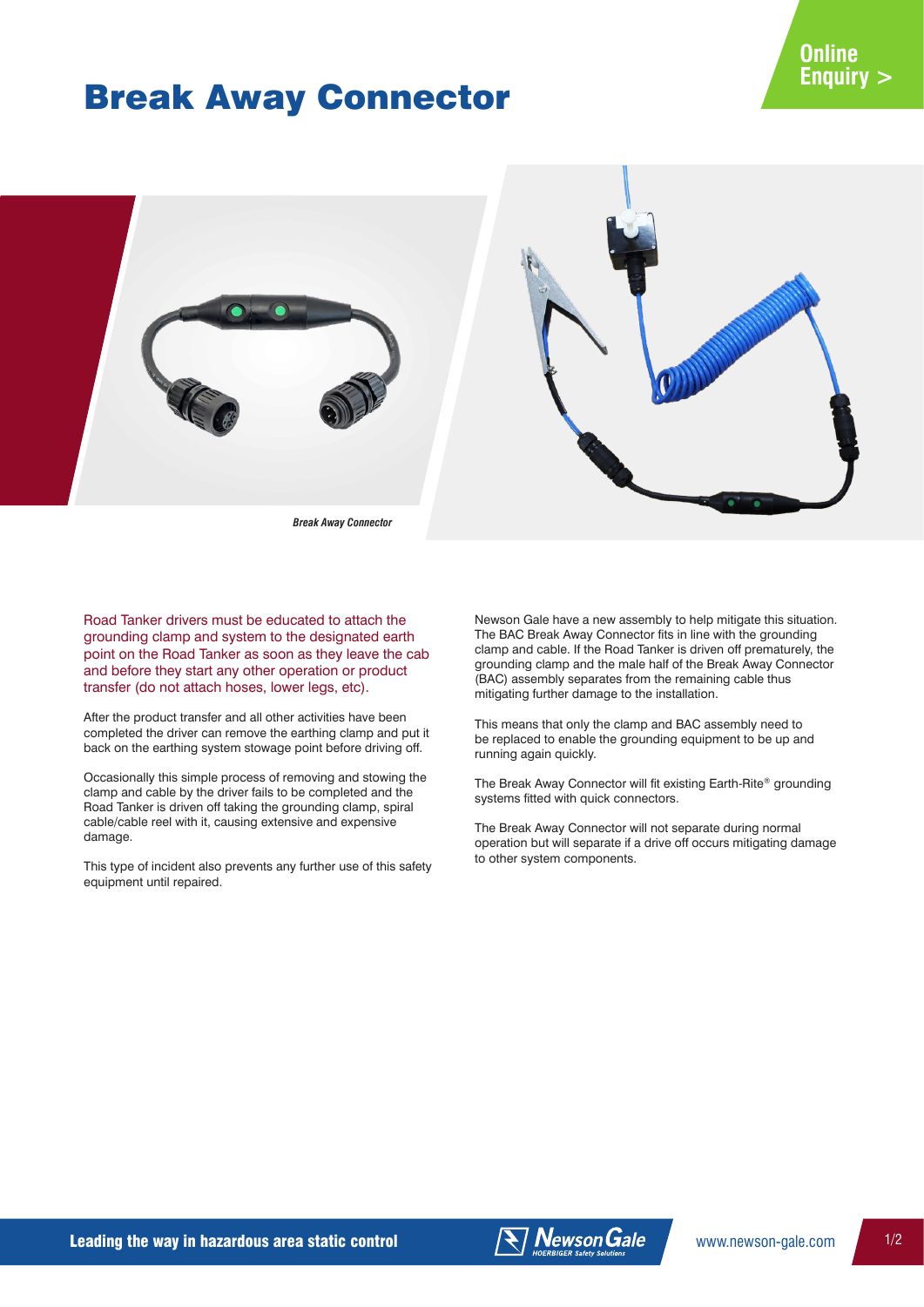# Break Away Connector

Online Enquiry >

*Break Away Connector*

Road Tanker drivers must be educated to attach the grounding clamp and system to the designated earth point on the Road Tanker as soon as they leave the cab and before they start any other operation or product transfer (do not attach hoses, lower legs, etc).

After the product transfer and all other activities have been completed the driver can remove the earthing clamp and put it back on the earthing system stowage point before driving off.

Occasionally this simple process of removing and stowing the clamp and cable by the driver fails to be completed and the Road Tanker is driven off taking the grounding clamp, spiral cable/cable reel with it, causing extensive and expensive damage.

This type of incident also prevents any further use of this safety equipment until repaired.

Newson Gale have a new assembly to help mitigate this situation. The BAC Break Away Connector fits in line with the grounding clamp and cable. If the Road Tanker is driven off prematurely, the grounding clamp and the male half of the Break Away Connector (BAC) assembly separates from the remaining cable thus mitigating further damage to the installation.

This means that only the clamp and BAC assembly need to be replaced to enable the grounding equipment to be up and running again quickly.

The Break Away Connector will fit existing Earth-Rite® grounding systems fitted with quick connectors.

The Break Away Connector will not separate during normal operation but will separate if a drive off occurs mitigating damage to other system components.

Leading the way in hazardous area static control

www.newson-gale.com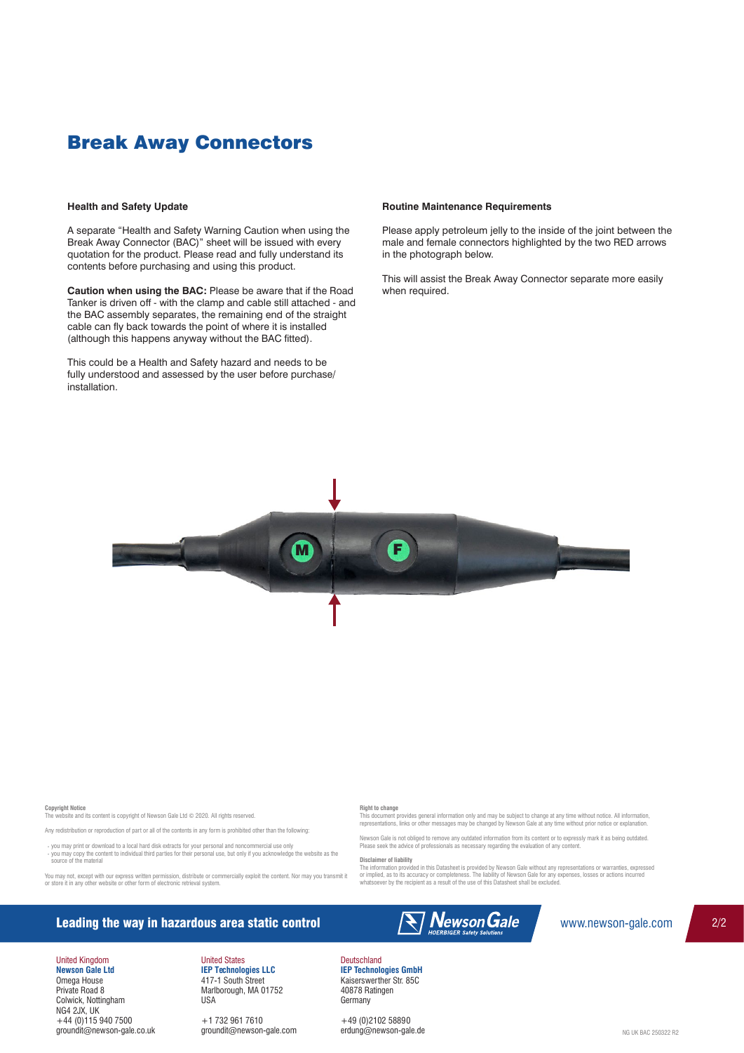# Break Away Connectors

### Health and Safety Update

A separate "Health and Safety Warning Caution when using the Break Away Connector (BAC)" sheet will be issued with every quotation for the product. Please read and fully understand its contents before purchasing and using this product.

**Caution when using the BAC:** Please be aware that if the Road Tanker is driven off - with the clamp and cable still attached - and the BAC assembly separates, the remaining end of the straight cable can fly back towards the point of where it is installed (although this happens anyway without the BAC fitted).

This could be a Health and Safety hazard and needs to be fully understood and assessed by the user before purchase/installation.

### Routine Maintenance Requirements

Please apply petroleum jelly to the inside of the joint between the male and female connectors highlighted by the two RED arrows in the photograph below.

This will assist the Break Away Connector separate more easily when required.

M

F

**Copyright Notice**
The website and its content is copyright of Newson Gale Ltd © 2020. All rights reserved.

Any redistribution or reproduction of part or all of the contents in any form is prohibited other than the following:

- you may print or download to a local hard disk extracts for your personal and noncommercial use only
- you may copy the content to individual third parties for their personal use, but only if you acknowledge the website as the source of the material

You may not, except with our express written permission, distribute or commercially exploit the content. Nor may you transmit it or store it in any other website or other form of electronic retrieval system.

**Right to change**
This document provides general information only and may be subject to change at any time without notice. All information, representations, links or other messages may be changed by Newson Gale at any time without prior notice or explanation.

Newson Gale is not obliged to remove any outdated information from its content or to expressly mark it as being outdated. Please seek the advice of professionals as necessary regarding the evaluation of any content.

**Disclaimer of liability**
The information provided in this Datasheet is provided by Newson Gale without any representations or warranties, expressed or implied, as to its accuracy or completeness. The liability of Newson Gale for any expenses, losses or actions incurred whatsoever by the recipient as a result of the use of this Datasheet shall be excluded.

**Leading the way in hazardous area static control**

Newson Gale
HOERBIGER Safety Solutions

www.newson-gale.com

United Kingdom
**Newson Gale Ltd**
Omega House
Private Road 8
Colwick, Nottingham
NG4 2JX, UK
+44 (0)115 940 7500
groundit@newson-gale.co.uk

United States
**IEP Technologies LLC**
417-1 South Street
Marlborough, MA 01752
USA

+1 732 961 7610
groundit@newson-gale.com

Deutschland
**IEP Technologies GmbH**
Kaiserswerther Str. 85C
40878 Ratingen
Germany

+49 (0)2102 58890
erdung@newson-gale.de

NG UK BAC 250322 R2